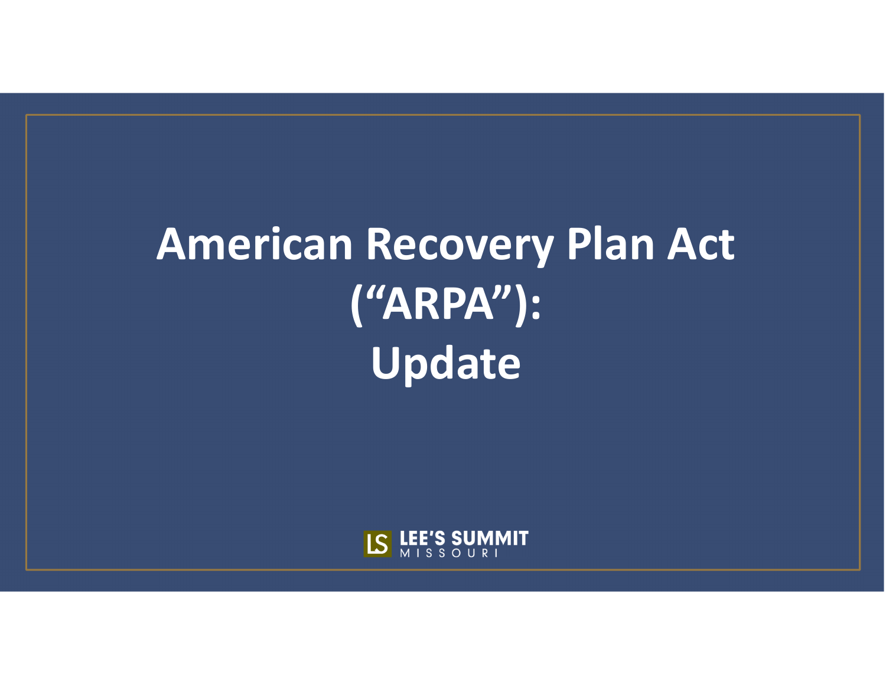# American Recovery Plan Act ("ARPA"): Update

LEE'S SUMMIT
MISSOURI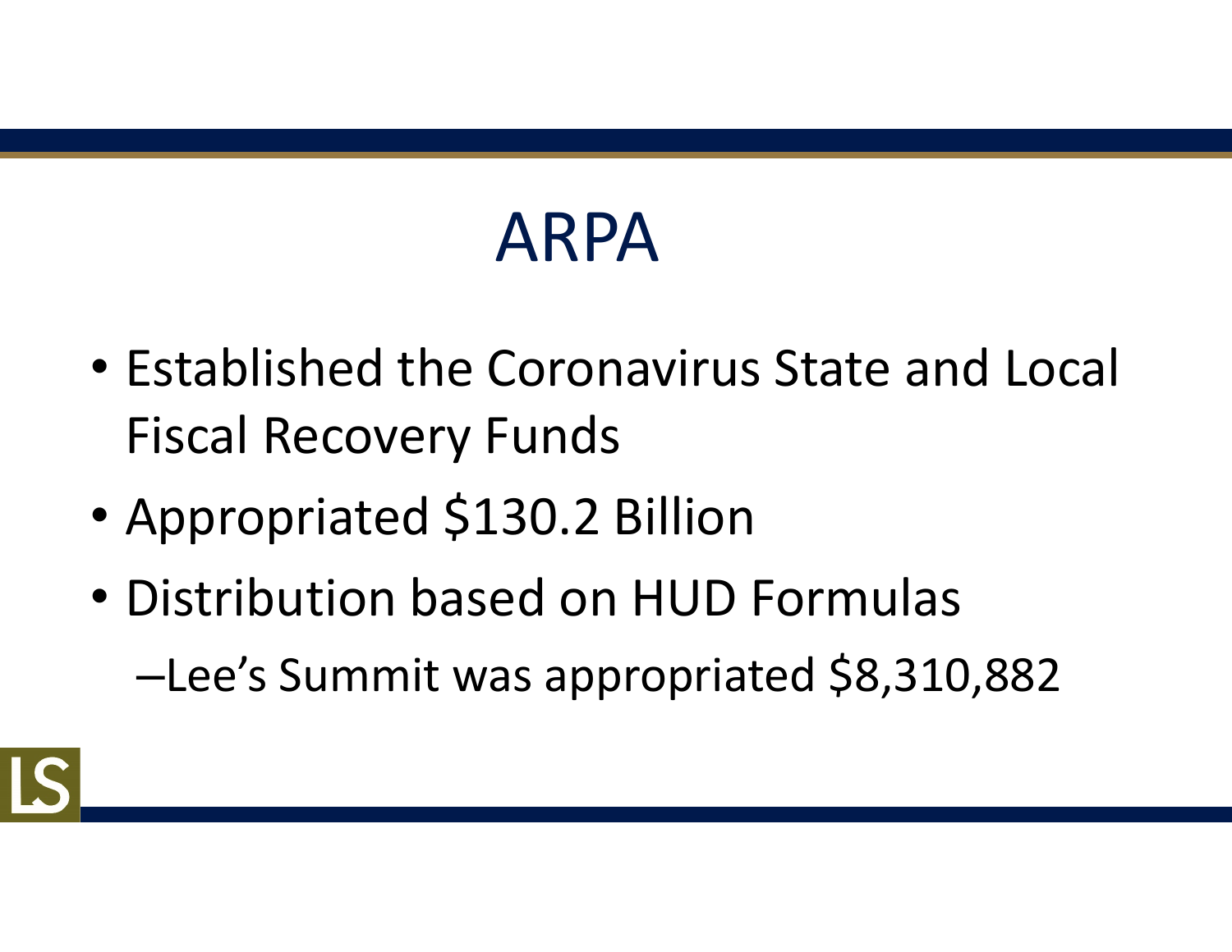# ARPA

- Established the Coronavirus State and Local Fiscal Recovery Funds
- Appropriated $130.2 Billion
- Distribution based on HUD Formulas
  - Lee's Summit was appropriated $8,310,882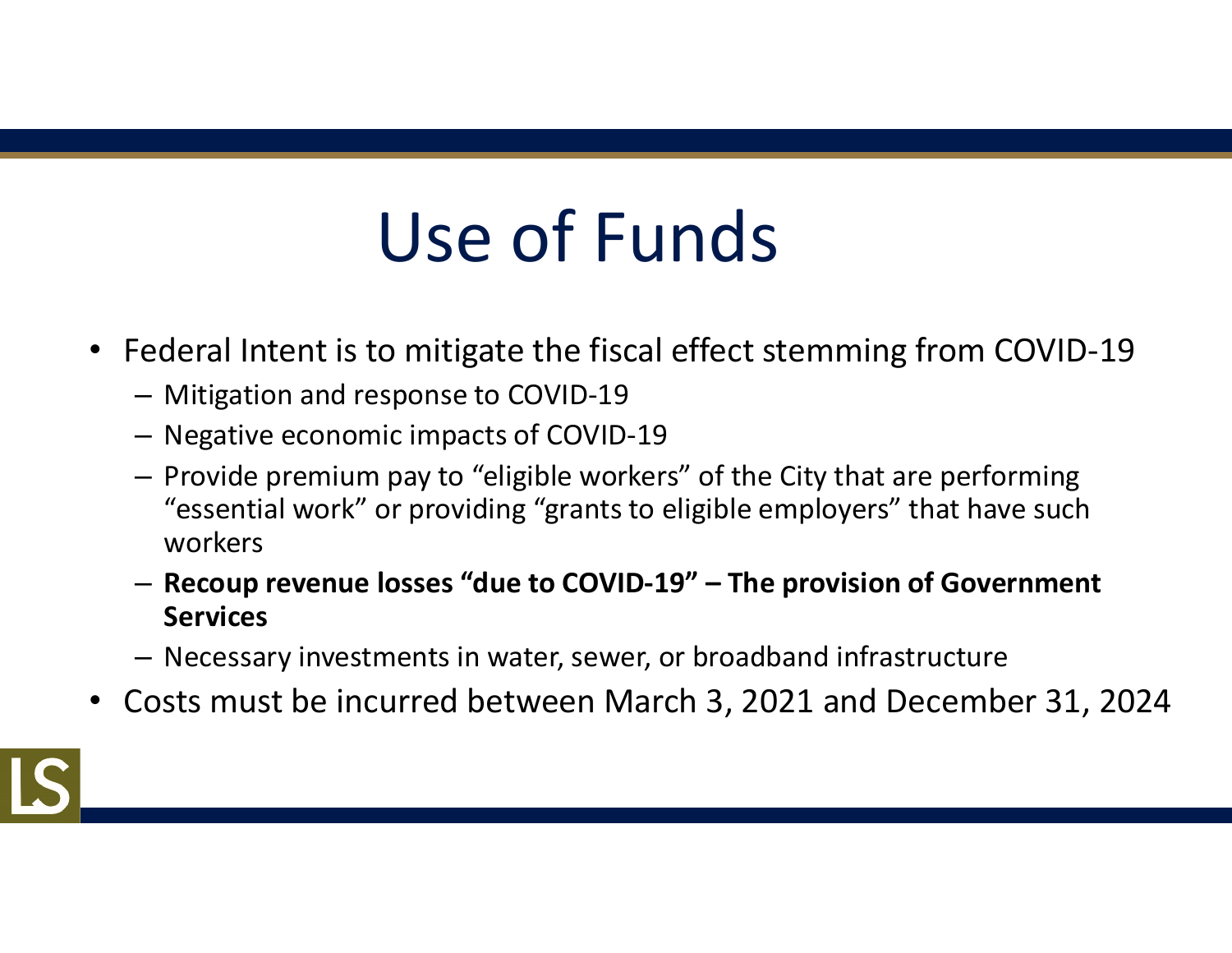# Use of Funds

- Federal Intent is to mitigate the fiscal effect stemming from COVID-19
  - Mitigation and response to COVID-19
  - Negative economic impacts of COVID-19
  - Provide premium pay to "eligible workers" of the City that are performing "essential work" or providing "grants to eligible employers" that have such workers
  - **Recoup revenue losses "due to COVID-19" – The provision of Government Services**
  - Necessary investments in water, sewer, or broadband infrastructure
- Costs must be incurred between March 3, 2021 and December 31, 2024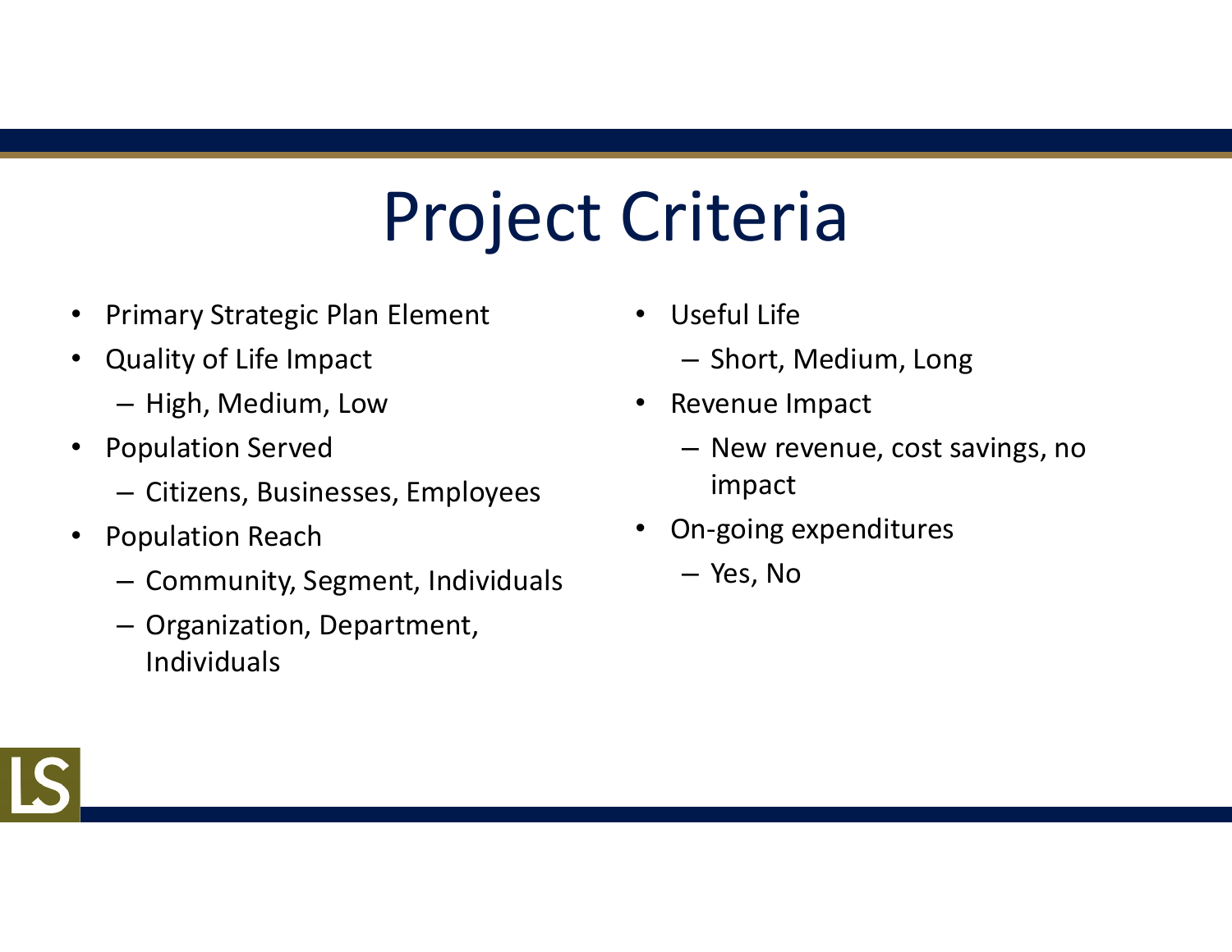# Project Criteria

- Primary Strategic Plan Element
- Quality of Life Impact
  - High, Medium, Low
- Population Served
  - Citizens, Businesses, Employees
- Population Reach
  - Community, Segment, Individuals
  - Organization, Department, Individuals
- Useful Life
  - Short, Medium, Long
- Revenue Impact
  - New revenue, cost savings, no impact
- On-going expenditures
  - Yes, No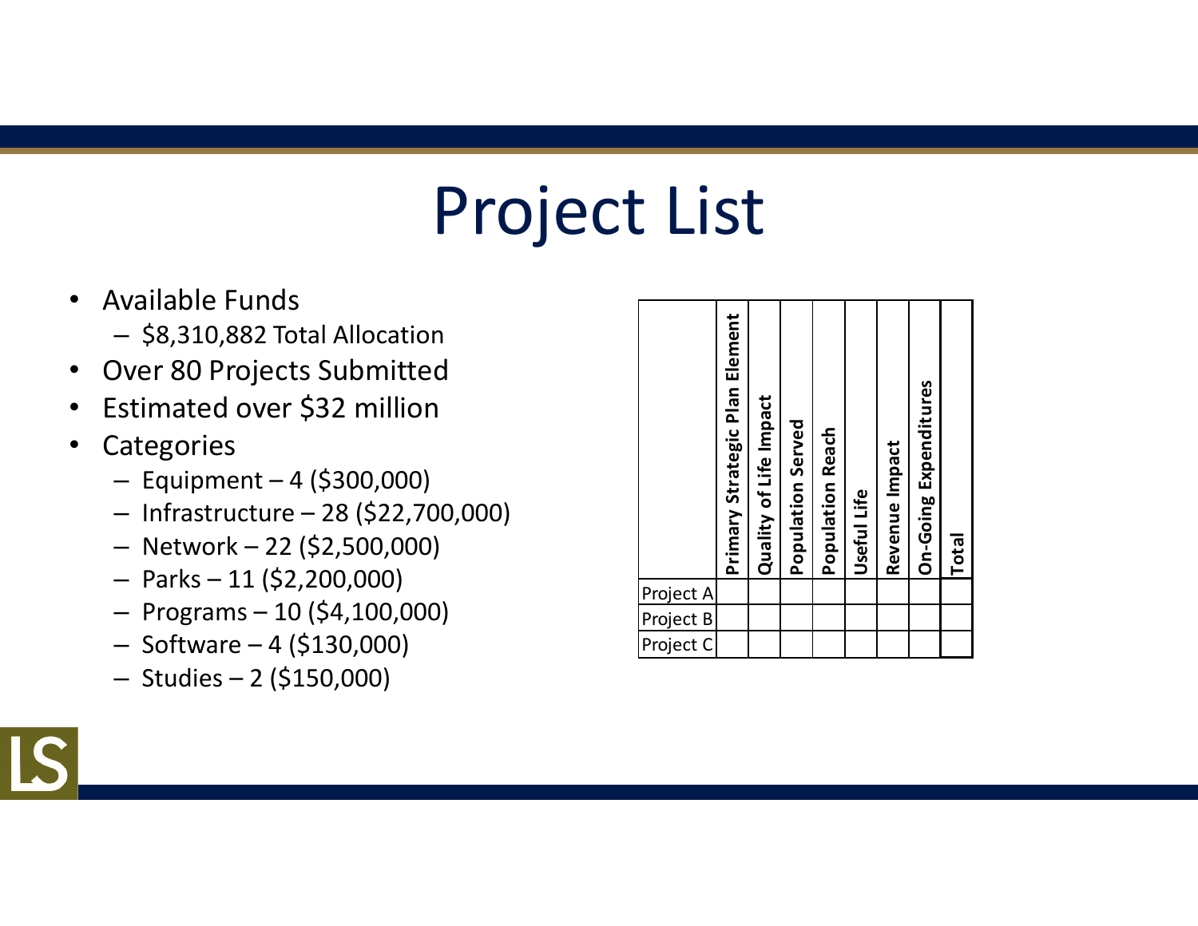# Project List

- Available Funds
  - $8,310,882 Total Allocation
- Over 80 Projects Submitted
- Estimated over $32 million
- Categories
  - Equipment – 4 ($300,000)
  - Infrastructure – 28 ($22,700,000)
  - Network – 22 ($2,500,000)
  - Parks – 11 ($2,200,000)
  - Programs – 10 ($4,100,000)
  - Software – 4 ($130,000)
  - Studies – 2 ($150,000)

| | Primary Strategic Plan Element | Quality of Life Impact | Population Served | Population Reach | Useful Life | Revenue Impact | On-Going Expenditures | Total |
|---|---|---|---|---|---|---|---|---|
| Project A | | | | | | | | |
| Project B | | | | | | | | |
| Project C | | | | | | | | |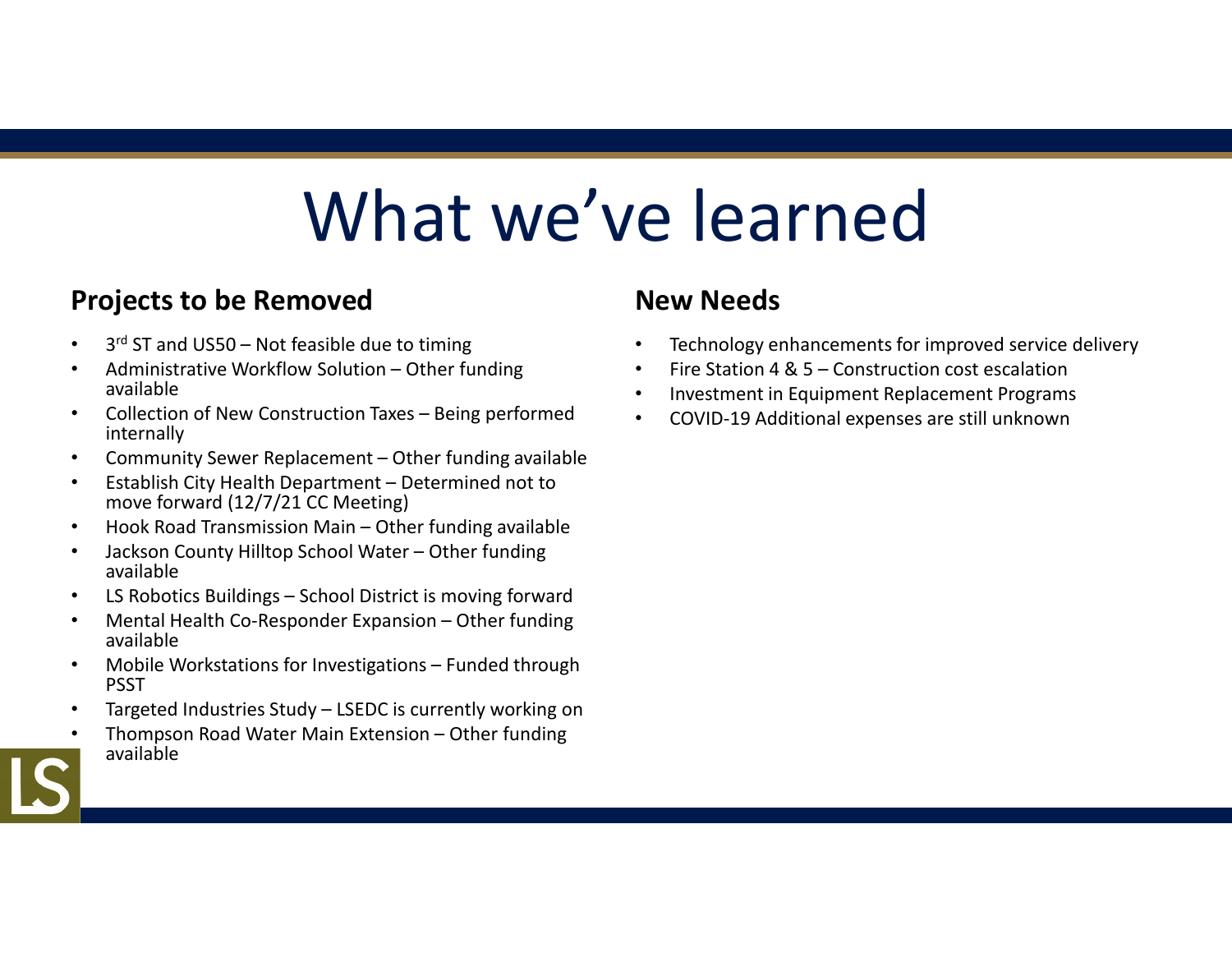# What we've learned

## Projects to be Removed

- 3rd ST and US50 – Not feasible due to timing
- Administrative Workflow Solution – Other funding available
- Collection of New Construction Taxes – Being performed internally
- Community Sewer Replacement – Other funding available
- Establish City Health Department – Determined not to move forward (12/7/21 CC Meeting)
- Hook Road Transmission Main – Other funding available
- Jackson County Hilltop School Water – Other funding available
- LS Robotics Buildings – School District is moving forward
- Mental Health Co-Responder Expansion – Other funding available
- Mobile Workstations for Investigations – Funded through PSST
- Targeted Industries Study – LSEDC is currently working on
- Thompson Road Water Main Extension – Other funding available

## New Needs

- Technology enhancements for improved service delivery
- Fire Station 4 & 5 – Construction cost escalation
- Investment in Equipment Replacement Programs
- COVID-19 Additional expenses are still unknown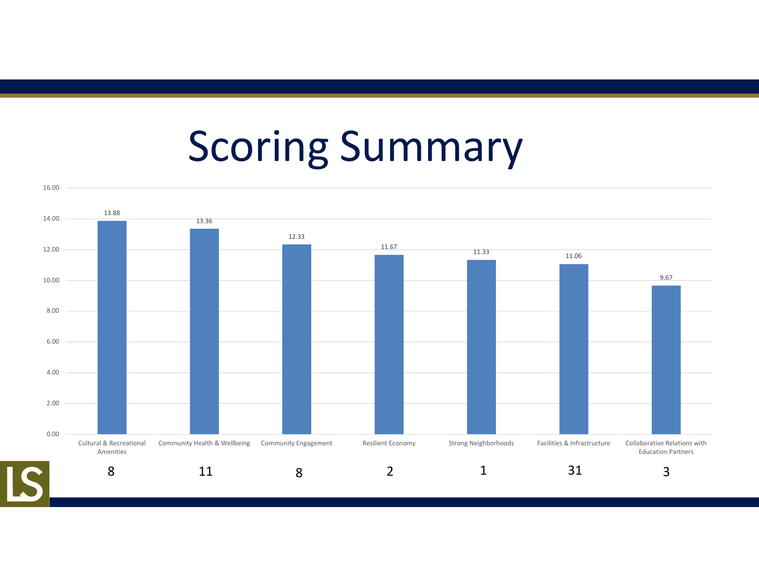# Scoring Summary

| Category | Score | Count |
|---|---|---|
| Cultural & Recreational Amenities | 13.88 | 8 |
| Community Health & Wellbeing | 13.36 | 11 |
| Community Engagement | 12.33 | 8 |
| Resilient Economy | 11.67 | 2 |
| Strong Neighborhoods | 11.33 | 1 |
| Facilities & Infrastructure | 11.06 | 31 |
| Collaborative Relations with Education Partners | 9.67 | 3 |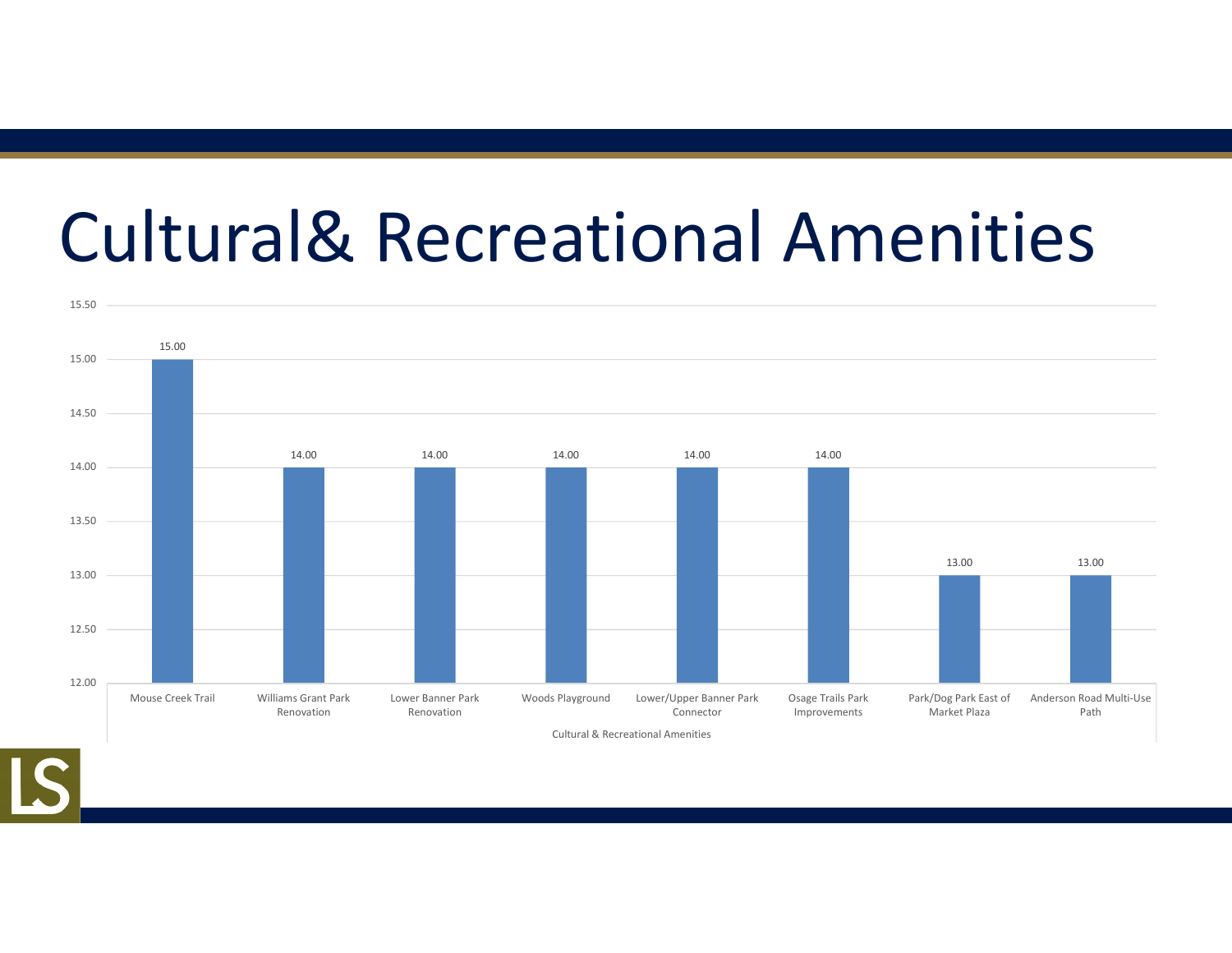# Cultural& Recreational Amenities

| Cultural & Recreational Amenities | Score |
|---|---|
| Mouse Creek Trail | 15.00 |
| Williams Grant Park Renovation | 14.00 |
| Lower Banner Park Renovation | 14.00 |
| Woods Playground | 14.00 |
| Lower/Upper Banner Park Connector | 14.00 |
| Osage Trails Park Improvements | 14.00 |
| Park/Dog Park East of Market Plaza | 13.00 |
| Anderson Road Multi-Use Path | 13.00 |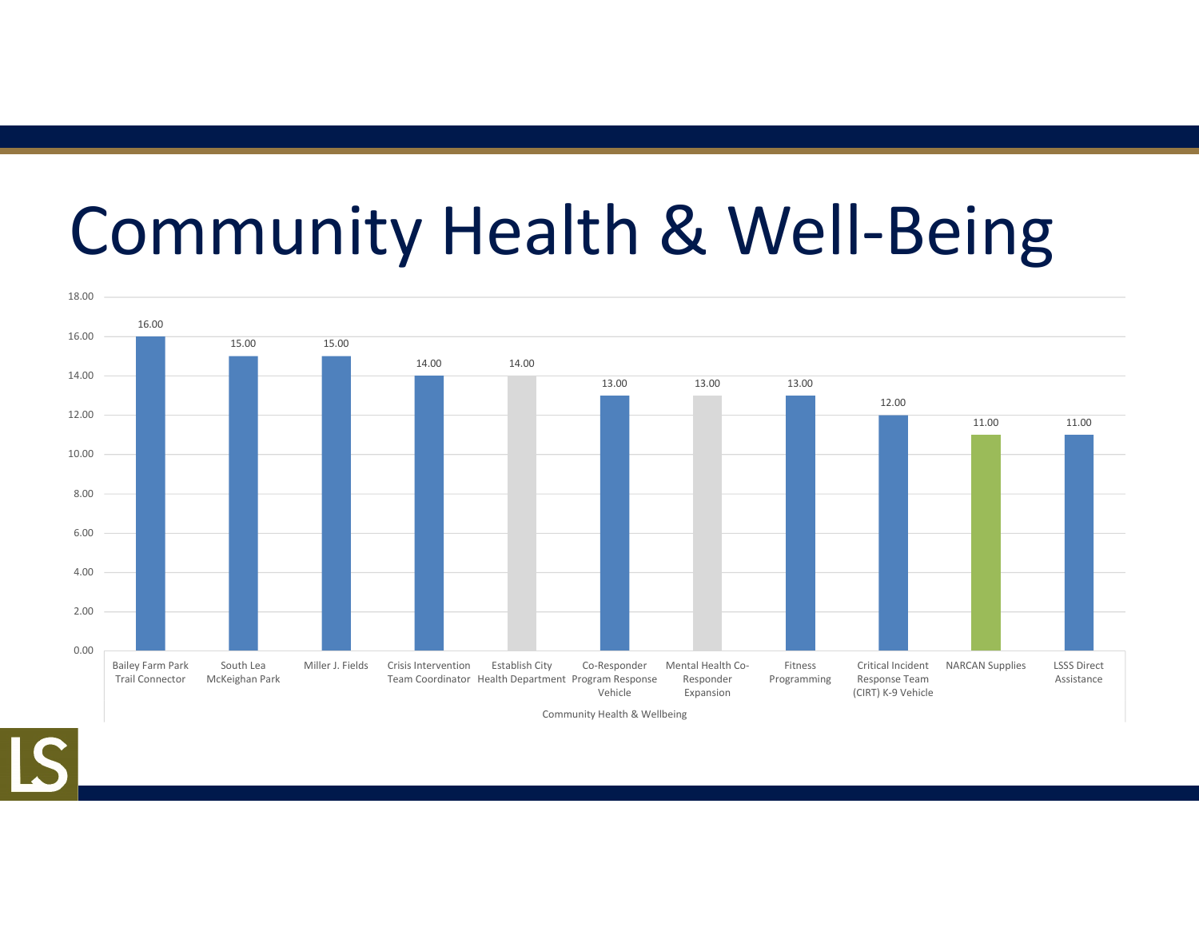# Community Health & Well-Being

| Community Health & Wellbeing | Value |
| --- | --- |
| Bailey Farm Park Trail Connector | 16.00 |
| South Lea McKeighan Park | 15.00 |
| Miller J. Fields | 15.00 |
| Crisis Intervention Team Coordinator | 14.00 |
| Establish City Health Department | 14.00 |
| Co-Responder Program Response Vehicle | 13.00 |
| Mental Health Co-Responder Expansion | 13.00 |
| Fitness Programming | 13.00 |
| Critical Incident Response Team (CIRT) K-9 Vehicle | 12.00 |
| NARCAN Supplies | 11.00 |
| LSSS Direct Assistance | 11.00 |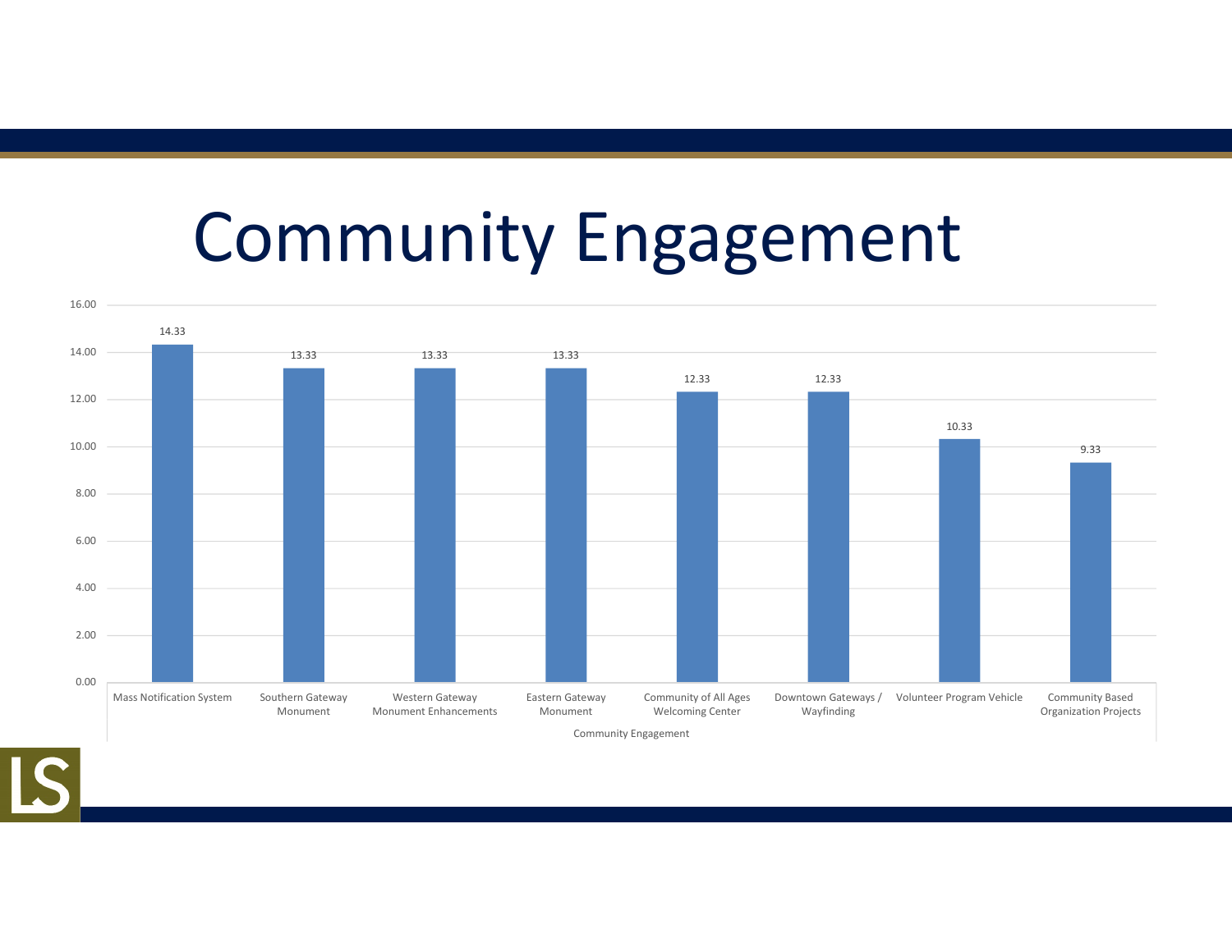# Community Engagement

| Community Engagement | Value |
|---|---|
| Mass Notification System | 14.33 |
| Southern Gateway Monument | 13.33 |
| Western Gateway Monument Enhancements | 13.33 |
| Eastern Gateway Monument | 13.33 |
| Community of All Ages Welcoming Center | 12.33 |
| Downtown Gateways / Wayfinding | 12.33 |
| Volunteer Program Vehicle | 10.33 |
| Community Based Organization Projects | 9.33 |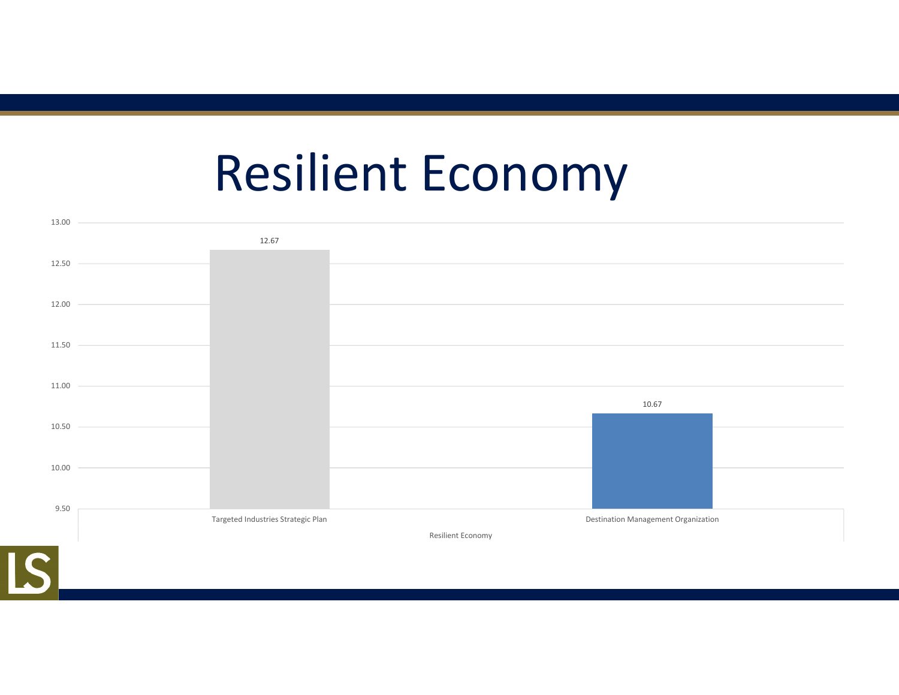# Resilient Economy

| Resilient Economy | Value |
| --- | --- |
| Targeted Industries Strategic Plan | 12.67 |
| Destination Management Organization | 10.67 |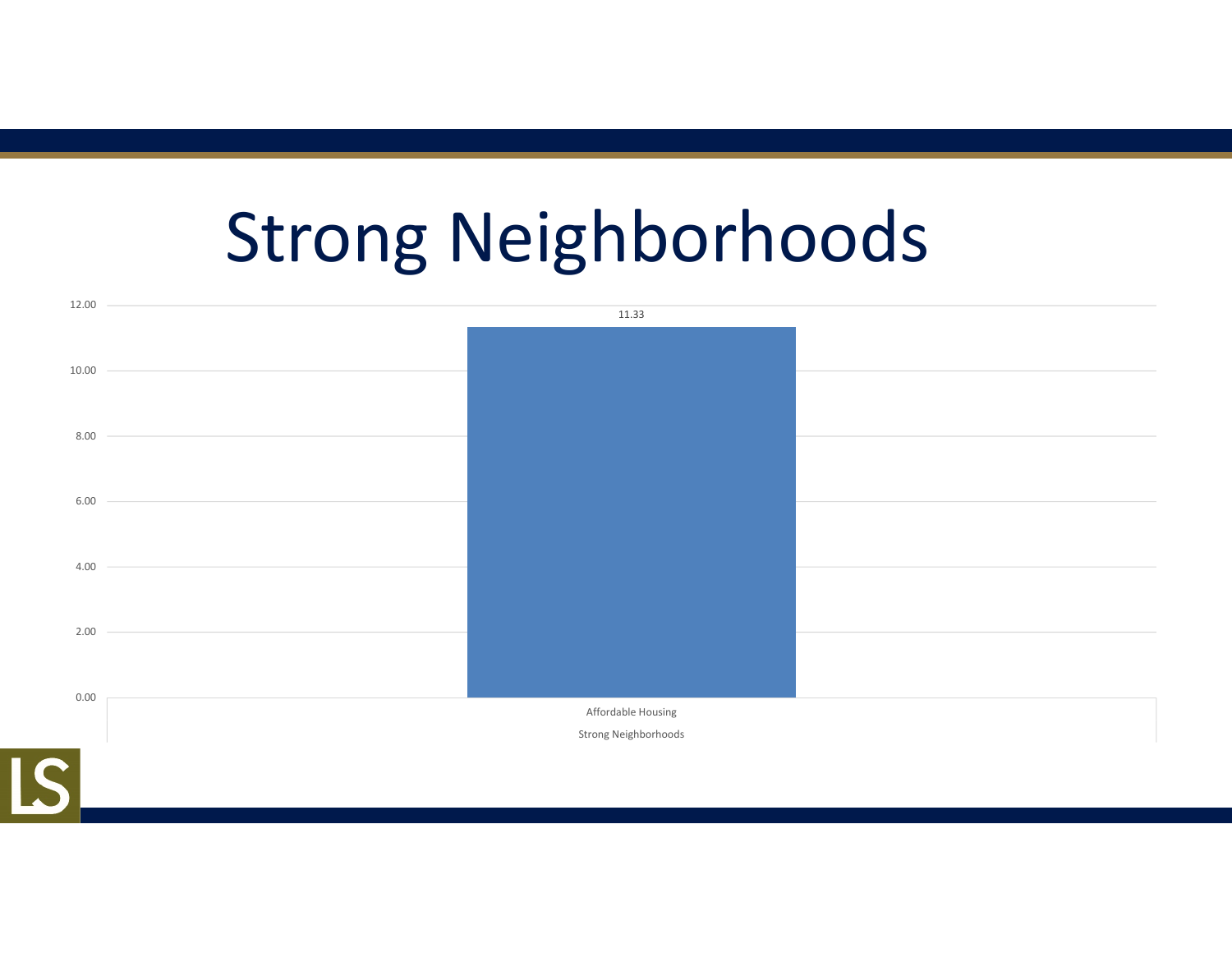# Strong Neighborhoods

| Strong Neighborhoods | Value |
|---|---|
| Affordable Housing | 11.33 |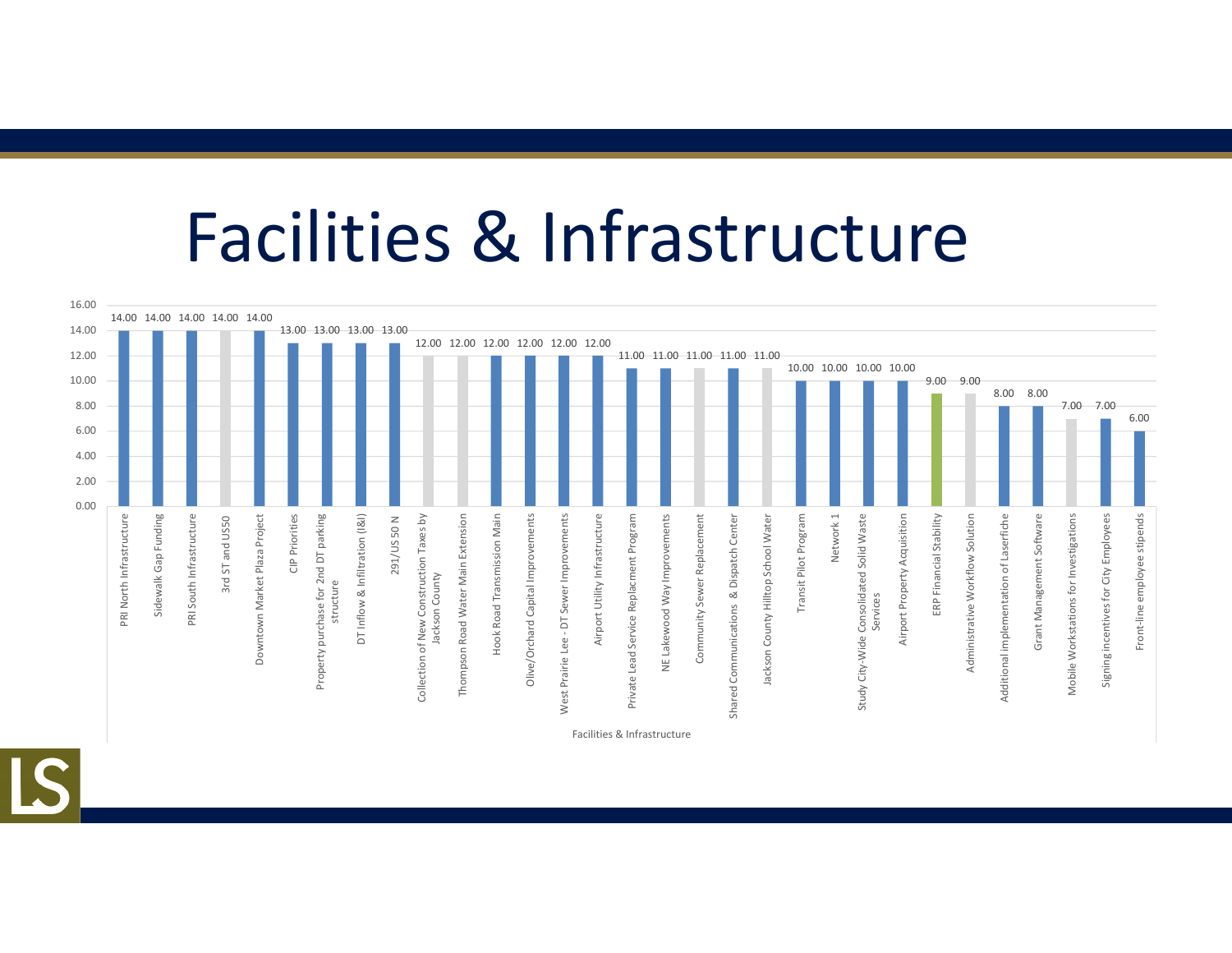# Facilities & Infrastructure

| Facilities & Infrastructure | Score |
|---|---|
| PRI North Infrastructure | 14.00 |
| Sidewalk Gap Funding | 14.00 |
| PRI South Infrastructure | 14.00 |
| 3rd ST and US50 | 14.00 |
| Downtown Market Plaza Project | 14.00 |
| CIP Priorities | 13.00 |
| Property purchase for 2nd DT parking structure | 13.00 |
| DT Inflow & Infiltration (I&I) | 13.00 |
| 291/US 50 N | 13.00 |
| Collection of New Construction Taxes by Jackson County | 12.00 |
| Thompson Road Water Main Extension | 12.00 |
| Hook Road Transmission Main | 12.00 |
| Olive/Orchard Capital Improvements | 12.00 |
| West Prairie Lee - DT Sewer Improvements | 12.00 |
| Airport Utility Infrastructure | 12.00 |
| Private Lead Service Replacment Program | 11.00 |
| NE Lakewood Way Improvements | 11.00 |
| Community Sewer Replacement | 11.00 |
| Shared Communications & Dispatch Center | 11.00 |
| Jackson County Hilltop School Water | 11.00 |
| Transit Pilot Program | 10.00 |
| Network 1 | 10.00 |
| Study City-Wide Consolidated Solid Waste Services | 10.00 |
| Airport Property Acquisition | 10.00 |
| ERP Financial Stability | 9.00 |
| Administrative Workflow Solution | 9.00 |
| Additional implementation of Laserfiche | 8.00 |
| Grant Management Software | 8.00 |
| Mobile Workstations for Investigations | 7.00 |
| Signing incentives for City Employees | 7.00 |
| Front-line employee stipends | 6.00 |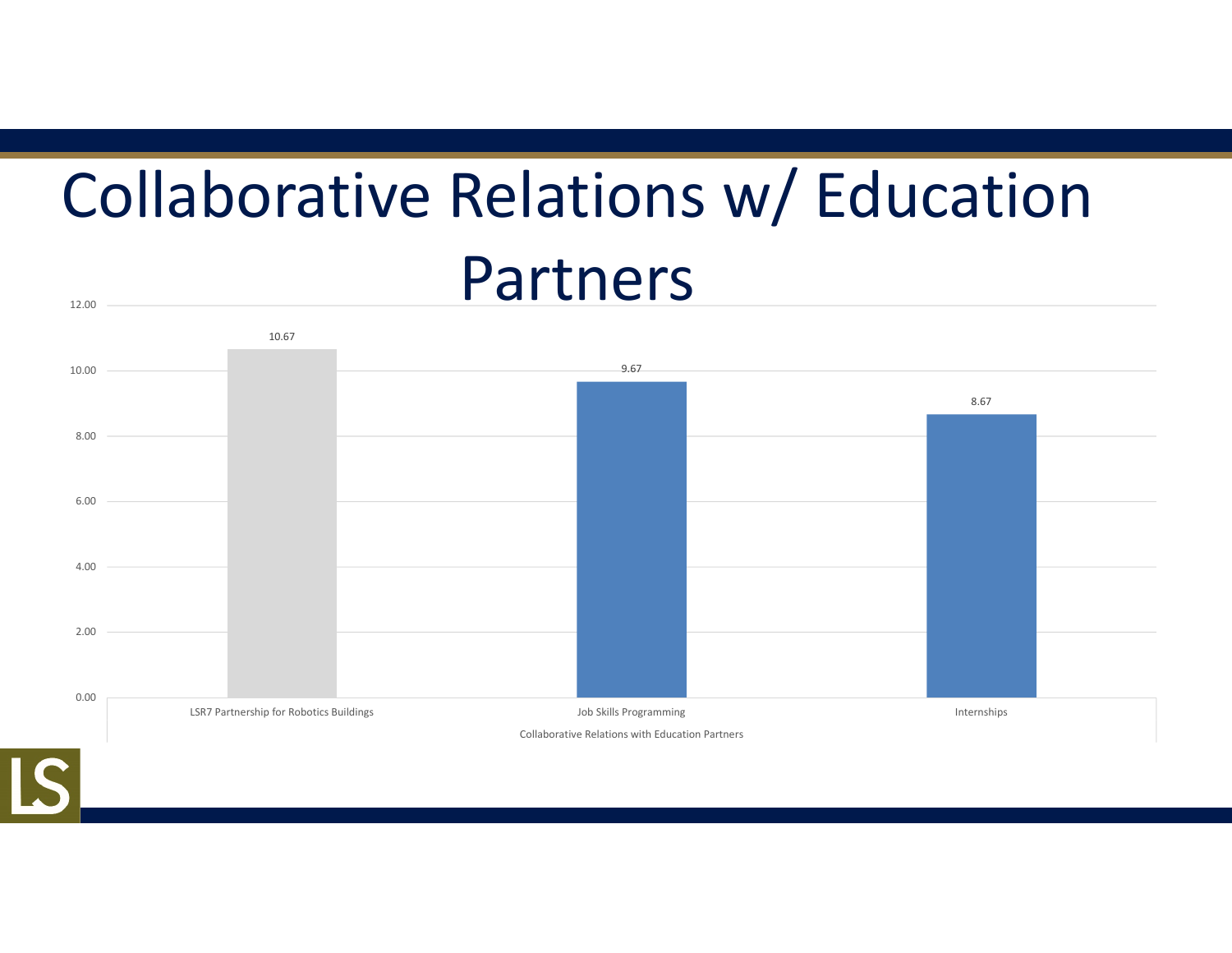# Collaborative Relations w/ Education Partners

| Collaborative Relations with Education Partners | Value |
|---|---|
| LSR7 Partnership for Robotics Buildings | 10.67 |
| Job Skills Programming | 9.67 |
| Internships | 8.67 |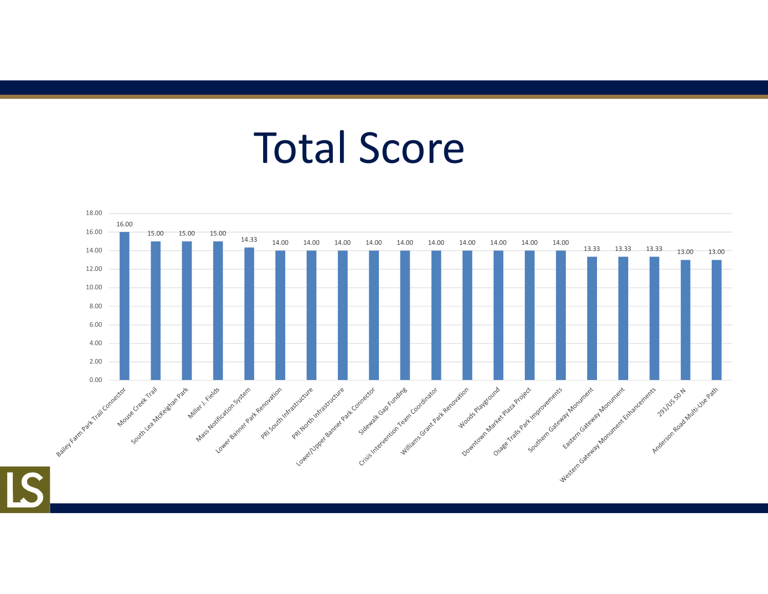# Total Score

| Project | Total Score |
|---|---|
| Bailey Farm Park Trail Connector | 16.00 |
| Mouse Creek Trail | 15.00 |
| South Lea McKeighan Park | 15.00 |
| Miller J. Fields | 15.00 |
| Mass Notification System | 14.33 |
| Lower Banner Park Renovation | 14.00 |
| PRI South Infrastructure | 14.00 |
| PRI North Infrastructure | 14.00 |
| Lower/Upper Banner Park Connector | 14.00 |
| Sidewalk Gap Funding | 14.00 |
| Crisis Intervention Team Coordinator | 14.00 |
| Williams Grant Park Renovation | 14.00 |
| Woods Playground | 14.00 |
| Downtown Market Plaza Project | 14.00 |
| Osage Trails Park Improvements | 14.00 |
| Southern Gateway Monument | 13.33 |
| Eastern Gateway Monument | 13.33 |
| Western Gateway Monument Enhancements | 13.33 |
| 291/US 50 N | 13.00 |
| Anderson Road Multi-Use Path | 13.00 |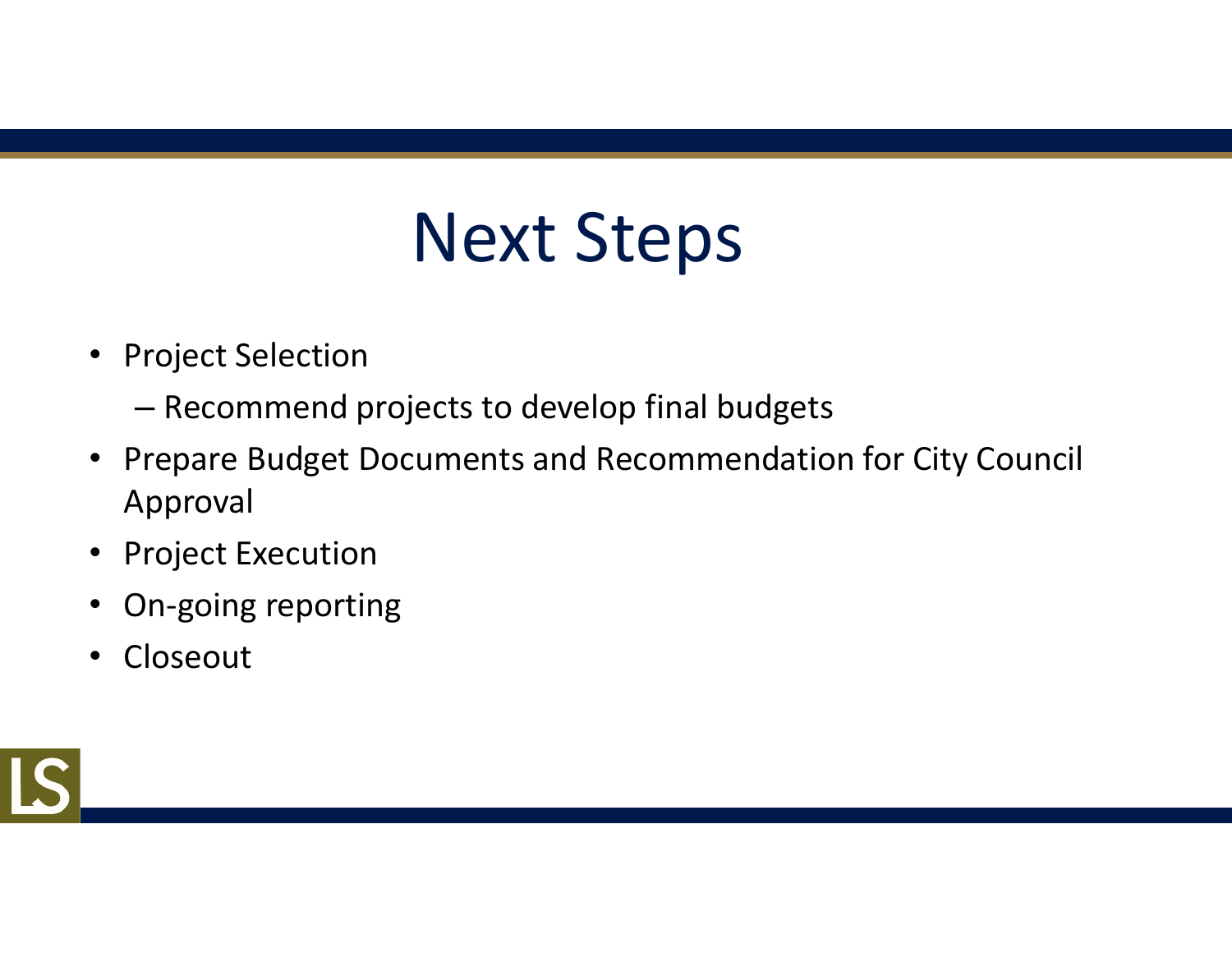# Next Steps

- Project Selection
  - Recommend projects to develop final budgets
- Prepare Budget Documents and Recommendation for City Council Approval
- Project Execution
- On-going reporting
- Closeout